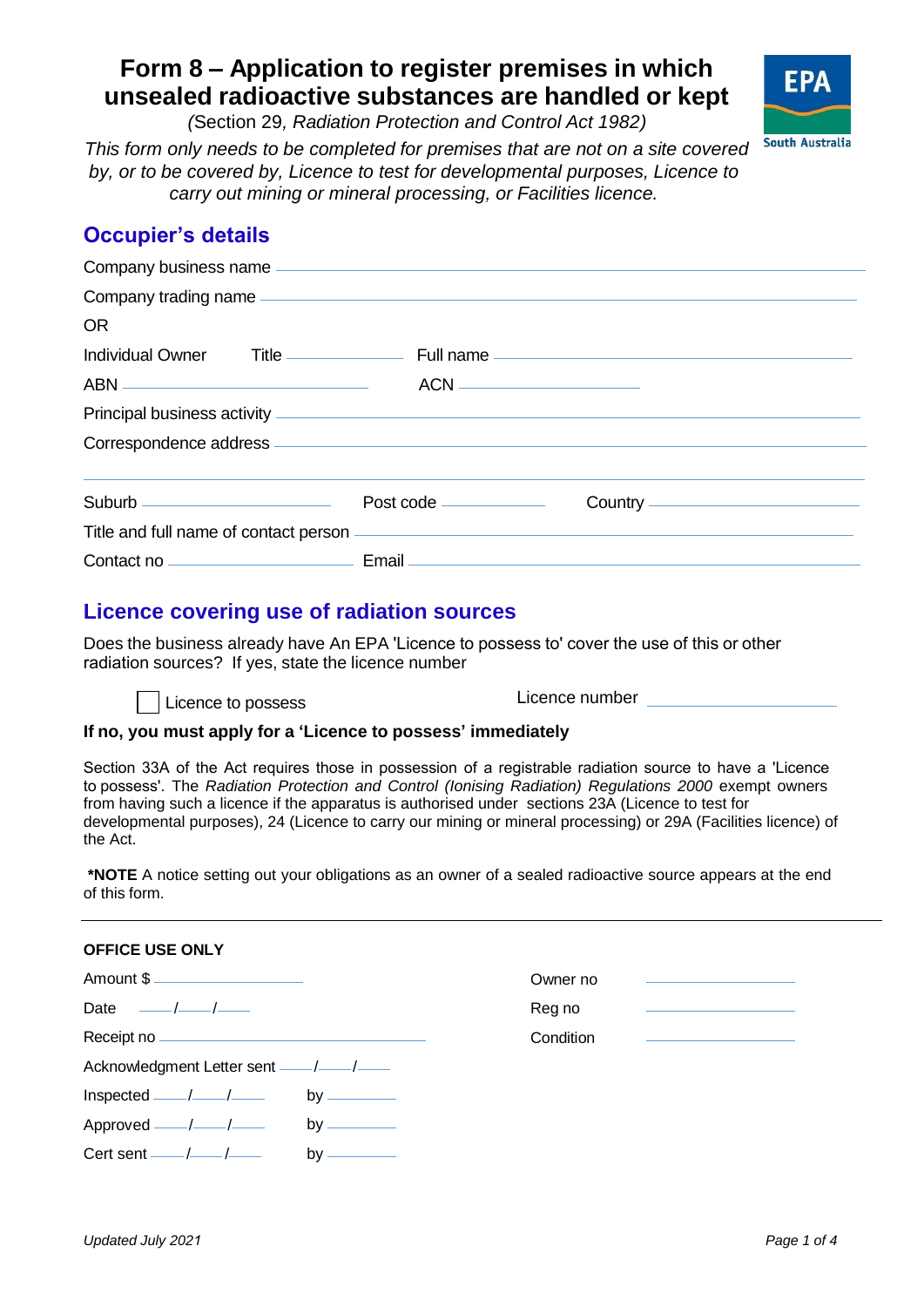# Form 8 – Application to register premises in which unsealed radioactive substances are handled or kept

*(Section 29, Radiation Protection and Control Act 1982)*

*This form only needs to be completed for premises that are not on a site covered by, or to be covered by, Licence to test for developmental purposes, Licence to carry out mining or mineral processing, or Facilities licence.*

## Occupier's details

Company business name ______________________________

Company trading name ______________________________

OR

Individual Owner Title __________ Full name ______________________________

ABN ____________________ ACN ____________________

Principal business activity ______________________________

Correspondence address ______________________________

______________________________

Suburb ______________ Post code __________ Country ______________

Title and full name of contact person ______________________________

Contact no ______________ Email ______________________________

## Licence covering use of radiation sources

Does the business already have An EPA 'Licence to possess to' cover the use of this or other radiation sources? If yes, state the licence number

☐ Licence to possess Licence number ______________

**If no, you must apply for a 'Licence to possess' immediately**

Section 33A of the Act requires those in possession of a registrable radiation source to have a 'Licence to possess'. The *Radiation Protection and Control (Ionising Radiation) Regulations 2000* exempt owners from having such a licence if the apparatus is authorised under sections 23A (Licence to test for developmental purposes), 24 (Licence to carry our mining or mineral processing) or 29A (Facilities licence) of the Act.

***NOTE** A notice setting out your obligations as an owner of a sealed radioactive source appears at the end of this form.

---

**OFFICE USE ONLY**

Amount $ ______________

Date ____/____/____

Receipt no ______________

Acknowledgment Letter sent ____/____/____

Inspected ____/____/____ by __________

Approved ____/____/____ by __________

Cert sent ____/____/____ by __________

Owner no ______________

Reg no ______________

Condition ______________

*Updated July 2021*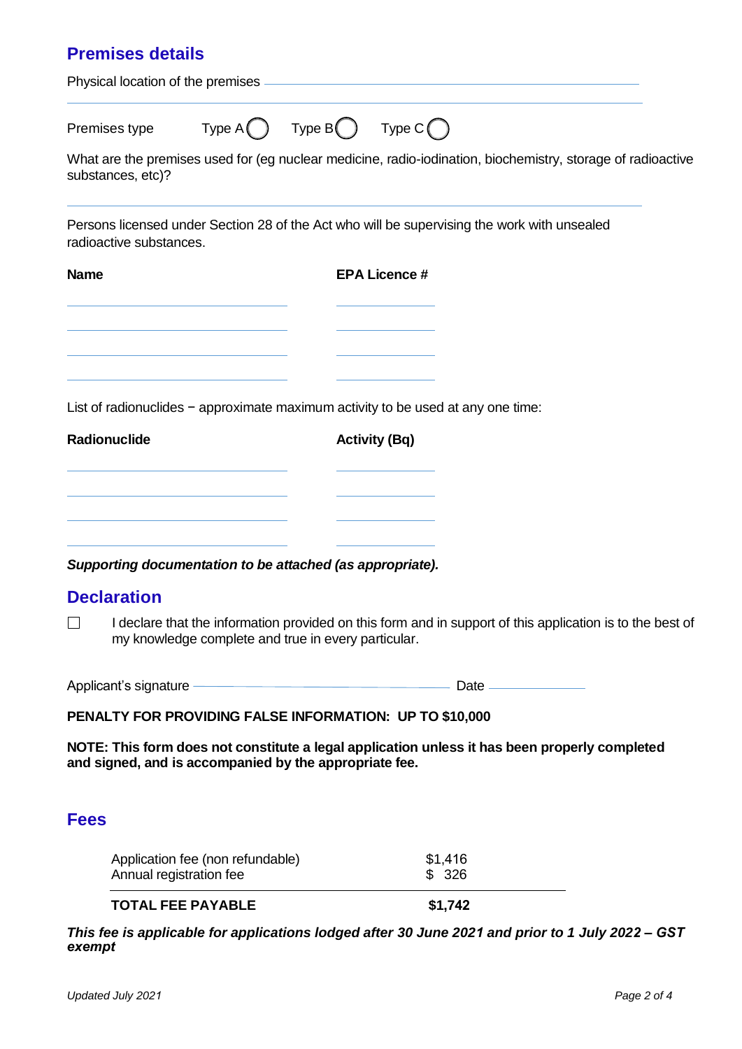## Premises details

Physical location of the premises ______________________________________________

______________________________________________

Premises type Type A ◯ Type B ◯ Type C ◯

What are the premises used for (eg nuclear medicine, radio-iodination, biochemistry, storage of radioactive substances, etc)?

______________________________________________

Persons licensed under Section 28 of the Act who will be supervising the work with unsealed radioactive substances.

| **Name** | **EPA Licence #** |
|---|---|
| | |
| | |
| | |
| | |

List of radionuclides − approximate maximum activity to be used at any one time:

| **Radionuclide** | **Activity (Bq)** |
|---|---|
| | |
| | |
| | |
| | |

***Supporting documentation to be attached (as appropriate).***

## Declaration

☐ I declare that the information provided on this form and in support of this application is to the best of my knowledge complete and true in every particular.

Applicant's signature ______________________________ Date ______________

**PENALTY FOR PROVIDING FALSE INFORMATION: UP TO $10,000**

**NOTE: This form does not constitute a legal application unless it has been properly completed and signed, and is accompanied by the appropriate fee.**

## Fees

| | |
|---|---|
| Application fee (non refundable) | $1,416 |
| Annual registration fee | $ 326 |
| **TOTAL FEE PAYABLE** | **$1,742** |

***This fee is applicable for applications lodged after 30 June 2021 and prior to 1 July 2022 – GST exempt***

*Updated July 2021*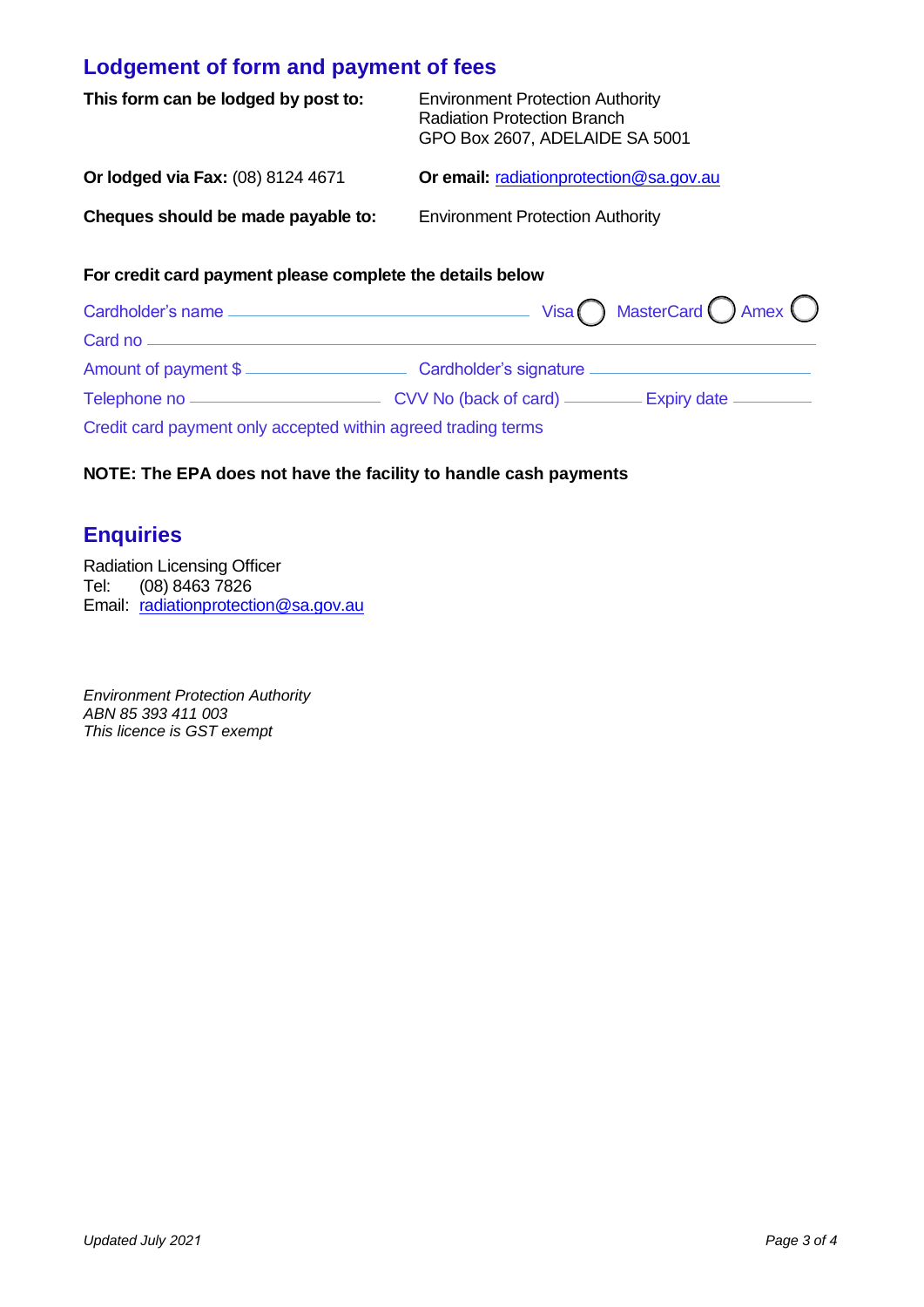## Lodgement of form and payment of fees

**This form can be lodged by post to:** Environment Protection Authority
Radiation Protection Branch
GPO Box 2607, ADELAIDE SA 5001

**Or lodged via Fax:** (08) 8124 4671  **Or email:** radiationprotection@sa.gov.au

**Cheques should be made payable to:** Environment Protection Authority

**For credit card payment please complete the details below**

Cardholder's name ______________________ Visa ◯ MasterCard ◯ Amex ◯

Card no ______________________________________________

Amount of payment $ ______________ Cardholder's signature ______________

Telephone no ______________ CVV No (back of card) ________ Expiry date ________

Credit card payment only accepted within agreed trading terms

**NOTE: The EPA does not have the facility to handle cash payments**

## Enquiries

Radiation Licensing Officer
Tel: (08) 8463 7826
Email: radiationprotection@sa.gov.au

*Environment Protection Authority*
*ABN 85 393 411 003*
*This licence is GST exempt*

*Updated July 2021*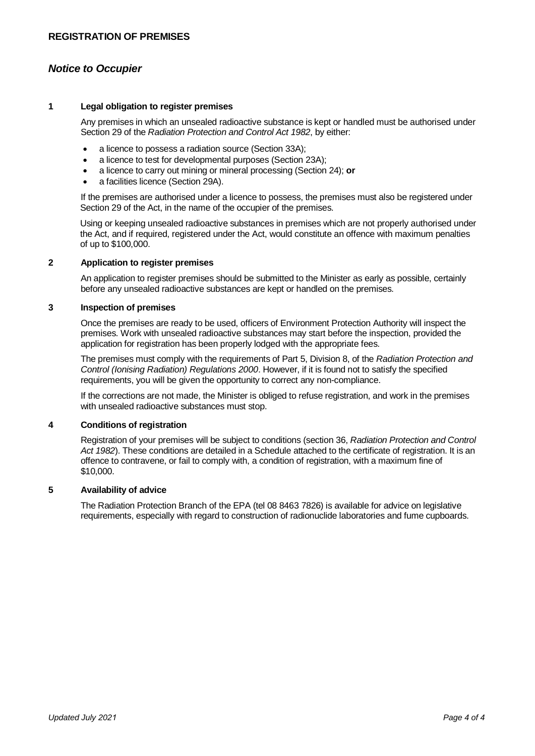## REGISTRATION OF PREMISES

### *Notice to Occupier*

#### 1 Legal obligation to register premises

Any premises in which an unsealed radioactive substance is kept or handled must be authorised under Section 29 of the *Radiation Protection and Control Act 1982*, by either:

- a licence to possess a radiation source (Section 33A);
- a licence to test for developmental purposes (Section 23A);
- a licence to carry out mining or mineral processing (Section 24); **or**
- a facilities licence (Section 29A).

If the premises are authorised under a licence to possess, the premises must also be registered under Section 29 of the Act, in the name of the occupier of the premises.

Using or keeping unsealed radioactive substances in premises which are not properly authorised under the Act, and if required, registered under the Act, would constitute an offence with maximum penalties of up to $100,000.

#### 2 Application to register premises

An application to register premises should be submitted to the Minister as early as possible, certainly before any unsealed radioactive substances are kept or handled on the premises.

#### 3 Inspection of premises

Once the premises are ready to be used, officers of Environment Protection Authority will inspect the premises. Work with unsealed radioactive substances may start before the inspection, provided the application for registration has been properly lodged with the appropriate fees.

The premises must comply with the requirements of Part 5, Division 8, of the *Radiation Protection and Control (Ionising Radiation) Regulations 2000*. However, if it is found not to satisfy the specified requirements, you will be given the opportunity to correct any non-compliance.

If the corrections are not made, the Minister is obliged to refuse registration, and work in the premises with unsealed radioactive substances must stop.

#### 4 Conditions of registration

Registration of your premises will be subject to conditions (section 36, *Radiation Protection and Control Act 1982*). These conditions are detailed in a Schedule attached to the certificate of registration. It is an offence to contravene, or fail to comply with, a condition of registration, with a maximum fine of $10,000.

#### 5 Availability of advice

The Radiation Protection Branch of the EPA (tel 08 8463 7826) is available for advice on legislative requirements, especially with regard to construction of radionuclide laboratories and fume cupboards.

*Updated July 2021*